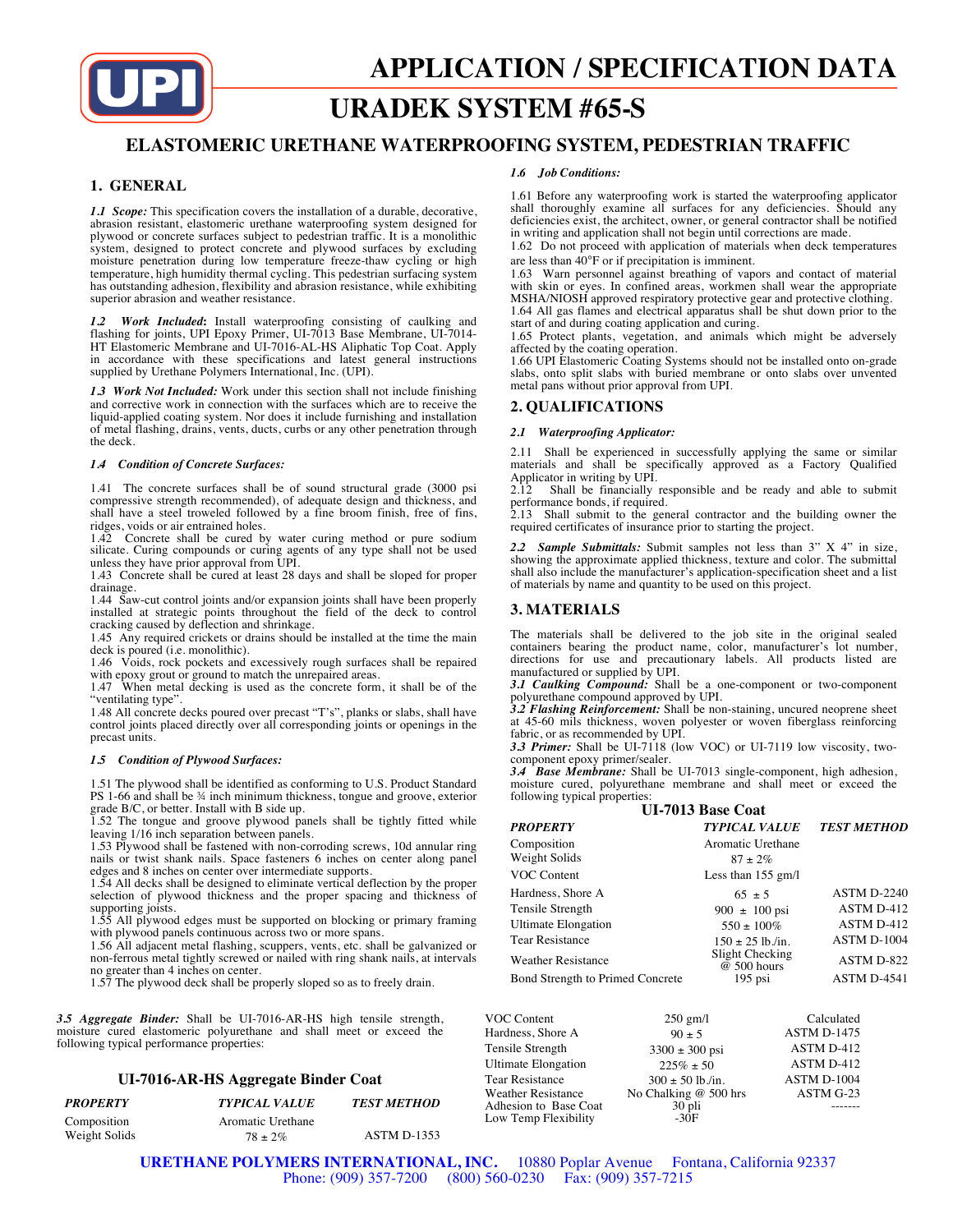# APPLICATION / SPECIFICATION DATA

# URADEK SYSTEM #65-S

## ELASTOMERIC URETHANE WATERPROOFING SYSTEM, PEDESTRIAN TRAFFIC

## 1. GENERAL

***1.1 Scope:*** This specification covers the installation of a durable, decorative, abrasion resistant, elastomeric urethane waterproofing system designed for plywood or concrete surfaces subject to pedestrian traffic. It is a monolithic system, designed to protect concrete and plywood surfaces by excluding moisture penetration during low temperature freeze-thaw cycling or high temperature, high humidity thermal cycling. This pedestrian surfacing system has outstanding adhesion, flexibility and abrasion resistance, while exhibiting superior abrasion and weather resistance.

***1.2 Work Included:*** Install waterproofing consisting of caulking and flashing for joints, UPI Epoxy Primer, UI-7013 Base Membrane, UI-7014-HT Elastomeric Membrane and UI-7016-AL-HS Aliphatic Top Coat. Apply in accordance with these specifications and latest general instructions supplied by Urethane Polymers International, Inc. (UPI).

***1.3 Work Not Included:*** Work under this section shall not include finishing and corrective work in connection with the surfaces which are to receive the liquid-applied coating system. Nor does it include furnishing and installation of metal flashing, drains, vents, ducts, curbs or any other penetration through the deck.

***1.4 Condition of Concrete Surfaces:***

1.41 The concrete surfaces shall be of sound structural grade (3000 psi compressive strength recommended), of adequate design and thickness, and shall have a steel troweled followed by a fine broom finish, free of fins, ridges, voids or air entrained holes.
1.42 Concrete shall be cured by water curing method or pure sodium silicate. Curing compounds or curing agents of any type shall not be used unless they have prior approval from UPI.
1.43 Concrete shall be cured at least 28 days and shall be sloped for proper drainage.
1.44 Saw-cut control joints and/or expansion joints shall have been properly installed at strategic points throughout the field of the deck to control cracking caused by deflection and shrinkage.
1.45 Any required crickets or drains should be installed at the time the main deck is poured (i.e. monolithic).
1.46 Voids, rock pockets and excessively rough surfaces shall be repaired with epoxy grout or ground to match the unrepaired areas.
1.47 When metal decking is used as the concrete form, it shall be of the "ventilating type".
1.48 All concrete decks poured over precast "T's", planks or slabs, shall have control joints placed directly over all corresponding joints or openings in the precast units.

***1.5 Condition of Plywood Surfaces:***

1.51 The plywood shall be identified as conforming to U.S. Product Standard PS 1-66 and shall be ¾ inch minimum thickness, tongue and groove, exterior grade B/C, or better. Install with B side up.
1.52 The tongue and groove plywood panels shall be tightly fitted while leaving 1/16 inch separation between panels.
1.53 Plywood shall be fastened with non-corroding screws, 10d annular ring nails or twist shank nails. Space fasteners 6 inches on center along panel edges and 8 inches on center over intermediate supports.
1.54 All decks shall be designed to eliminate vertical deflection by the proper selection of plywood thickness and the proper spacing and thickness of supporting joists.
1.55 All plywood edges must be supported on blocking or primary framing with plywood panels continuous across two or more spans.
1.56 All adjacent metal flashing, scuppers, vents, etc. shall be galvanized or non-ferrous metal tightly screwed or nailed with ring shank nails, at intervals no greater than 4 inches on center.
1.57 The plywood deck shall be properly sloped so as to freely drain.

***1.6 Job Conditions:***

1.61 Before any waterproofing work is started the waterproofing applicator shall thoroughly examine all surfaces for any deficiencies. Should any deficiencies exist, the architect, owner, or general contractor shall be notified in writing and application shall not begin until corrections are made.
1.62 Do not proceed with application of materials when deck temperatures are less than 40°F or if precipitation is imminent.
1.63 Warn personnel against breathing of vapors and contact of material with skin or eyes. In confined areas, workmen shall wear the appropriate MSHA/NIOSH approved respiratory protective gear and protective clothing.
1.64 All gas flames and electrical apparatus shall be shut down prior to the start of and during coating application and curing.
1.65 Protect plants, vegetation, and animals which might be adversely affected by the coating operation.
1.66 UPI Elastomeric Coating Systems should not be installed onto on-grade slabs, onto split slabs with buried membrane or onto slabs over unvented metal pans without prior approval from UPI.

## 2. QUALIFICATIONS

***2.1 Waterproofing Applicator:***

2.11 Shall be experienced in successfully applying the same or similar materials and shall be specifically approved as a Factory Qualified Applicator in writing by UPI.
2.12 Shall be financially responsible and be ready and able to submit performance bonds, if required.
2.13 Shall submit to the general contractor and the building owner the required certificates of insurance prior to starting the project.

***2.2 Sample Submittals:*** Submit samples not less than 3" X 4" in size, showing the approximate applied thickness, texture and color. The submittal shall also include the manufacturer's application-specification sheet and a list of materials by name and quantity to be used on this project.

## 3. MATERIALS

The materials shall be delivered to the job site in the original sealed containers bearing the product name, color, manufacturer's lot number, directions for use and precautionary labels. All products listed are manufactured or supplied by UPI.
***3.1 Caulking Compound:*** Shall be a one-component or two-component polyurethane compound approved by UPI.
***3.2 Flashing Reinforcement:*** Shall be non-staining, uncured neoprene sheet at 45-60 mils thickness, woven polyester or woven fiberglass reinforcing fabric, or as recommended by UPI.
***3.3 Primer:*** Shall be UI-7118 (low VOC) or UI-7119 low viscosity, two-component epoxy primer/sealer.
***3.4 Base Membrane:*** Shall be UI-7013 single-component, high adhesion, moisture cured, polyurethane membrane and shall meet or exceed the following typical properties:

**UI-7013 Base Coat**

| *PROPERTY* | *TYPICAL VALUE* | *TEST METHOD* |
|---|---|---|
| Composition | Aromatic Urethane | |
| Weight Solids | 87 ± 2% | |
| VOC Content | Less than 155 gm/l | |
| Hardness, Shore A | 65 ± 5 | ASTM D-2240 |
| Tensile Strength | 900 ± 100 psi | ASTM D-412 |
| Ultimate Elongation | 550 ± 100% | ASTM D-412 |
| Tear Resistance | 150 ± 25 lb./in. | ASTM D-1004 |
| Weather Resistance | Slight Checking @ 500 hours | ASTM D-822 |
| Bond Strength to Primed Concrete | 195 psi | ASTM D-4541 |

***3.5 Aggregate Binder:*** Shall be UI-7016-AR-HS high tensile strength, moisture cured elastomeric polyurethane and shall meet or exceed the following typical performance properties:

**UI-7016-AR-HS Aggregate Binder Coat**

| *PROPERTY* | *TYPICAL VALUE* | *TEST METHOD* |
|---|---|---|
| Composition | Aromatic Urethane | |
| Weight Solids | 78 ± 2% | ASTM D-1353 |
| VOC Content | 250 gm/l | Calculated |
| Hardness, Shore A | 90 ± 5 | ASTM D-1475 |
| Tensile Strength | 3300 ± 300 psi | ASTM D-412 |
| Ultimate Elongation | 225% ± 50 | ASTM D-412 |
| Tear Resistance | 300 ± 50 lb./in. | ASTM D-1004 |
| Weather Resistance | No Chalking @ 500 hrs | ASTM G-23 |
| Adhesion to Base Coat | 30 pli | ------- |
| Low Temp Flexibility | -30F | |

**URETHANE POLYMERS INTERNATIONAL, INC.** 10880 Poplar Avenue Fontana, California 92337
Phone: (909) 357-7200 (800) 560-0230 Fax: (909) 357-7215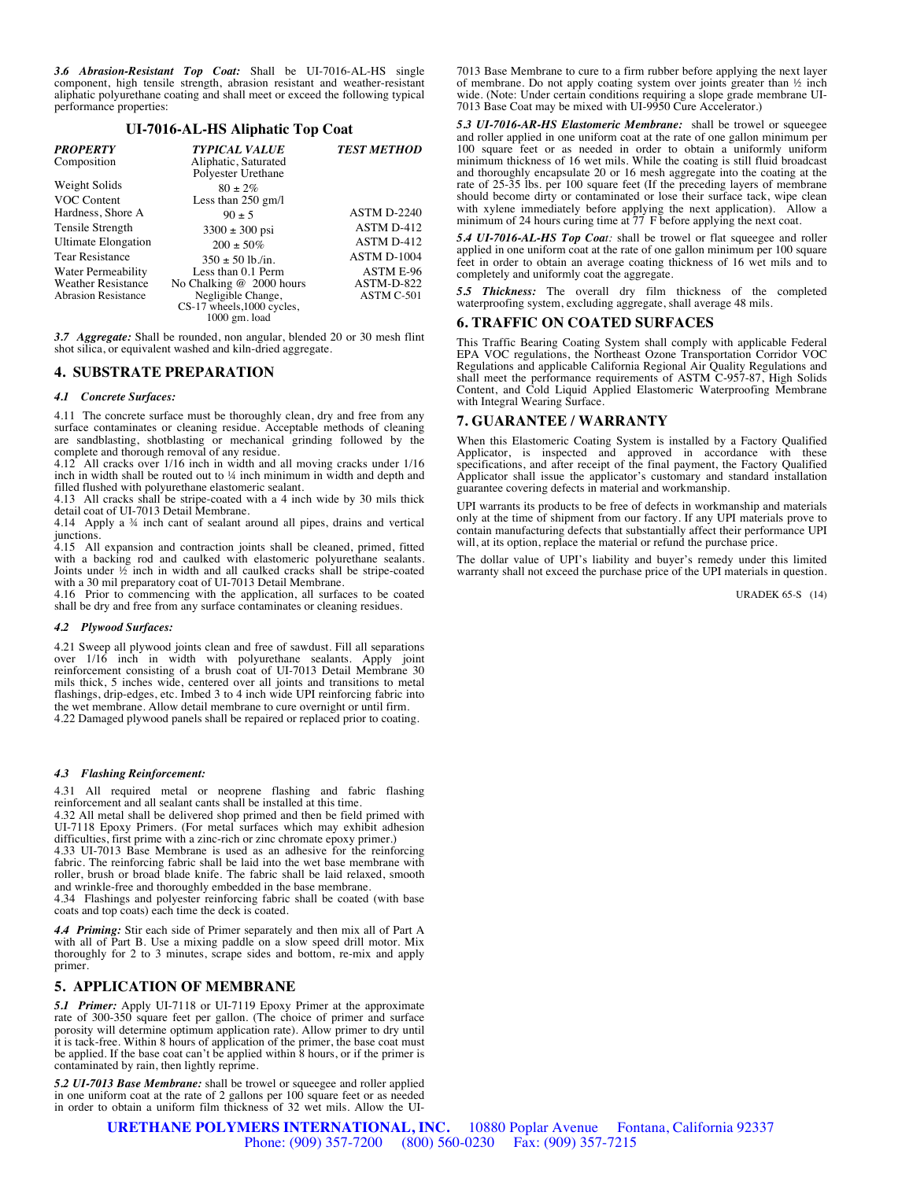***3.6 Abrasion-Resistant Top Coat:*** Shall be UI-7016-AL-HS single component, high tensile strength, abrasion resistant and weather-resistant aliphatic polyurethane coating and shall meet or exceed the following typical performance properties:

### UI-7016-AL-HS Aliphatic Top Coat

| *PROPERTY* | *TYPICAL VALUE* | *TEST METHOD* |
|---|---|---|
| Composition | Aliphatic, Saturated Polyester Urethane | |
| Weight Solids | 80 ± 2% | |
| VOC Content | Less than 250 gm/l | |
| Hardness, Shore A | 90 ± 5 | ASTM D-2240 |
| Tensile Strength | 3300 ± 300 psi | ASTM D-412 |
| Ultimate Elongation | 200 ± 50% | ASTM D-412 |
| Tear Resistance | 350 ± 50 lb./in. | ASTM D-1004 |
| Water Permeability | Less than 0.1 Perm | ASTM E-96 |
| Weather Resistance | No Chalking @ 2000 hours | ASTM-D-822 |
| Abrasion Resistance | Negligible Change, CS-17 wheels,1000 cycles, 1000 gm. load | ASTM C-501 |

***3.7 Aggregate:*** Shall be rounded, non angular, blended 20 or 30 mesh flint shot silica, or equivalent washed and kiln-dried aggregate.

## 4. SUBSTRATE PREPARATION

#### *4.1 Concrete Surfaces:*

4.11 The concrete surface must be thoroughly clean, dry and free from any surface contaminates or cleaning residue. Acceptable methods of cleaning are sandblasting, shotblasting or mechanical grinding followed by the complete and thorough removal of any residue.
4.12 All cracks over 1/16 inch in width and all moving cracks under 1/16 inch in width shall be routed out to ¼ inch minimum in width and depth and filled flushed with polyurethane elastomeric sealant.
4.13 All cracks shall be stripe-coated with a 4 inch wide by 30 mils thick detail coat of UI-7013 Detail Membrane.
4.14 Apply a ¾ inch cant of sealant around all pipes, drains and vertical junctions.
4.15 All expansion and contraction joints shall be cleaned, primed, fitted with a backing rod and caulked with elastomeric polyurethane sealants. Joints under ½ inch in width and all caulked cracks shall be stripe-coated with a 30 mil preparatory coat of UI-7013 Detail Membrane.
4.16 Prior to commencing with the application, all surfaces to be coated shall be dry and free from any surface contaminates or cleaning residues.

#### *4.2 Plywood Surfaces:*

4.21 Sweep all plywood joints clean and free of sawdust. Fill all separations over 1/16 inch in width with polyurethane sealants. Apply joint reinforcement consisting of a brush coat of UI-7013 Detail Membrane 30 mils thick, 5 inches wide, centered over all joints and transitions to metal flashings, drip-edges, etc. Imbed 3 to 4 inch wide UPI reinforcing fabric into the wet membrane. Allow detail membrane to cure overnight or until firm.
4.22 Damaged plywood panels shall be repaired or replaced prior to coating.

#### *4.3 Flashing Reinforcement:*

4.31 All required metal or neoprene flashing and fabric flashing reinforcement and all sealant cants shall be installed at this time.
4.32 All metal shall be delivered shop primed and then be field primed with UI-7118 Epoxy Primers. (For metal surfaces which may exhibit adhesion difficulties, first prime with a zinc-rich or zinc chromate epoxy primer.)
4.33 UI-7013 Base Membrane is used as an adhesive for the reinforcing fabric. The reinforcing fabric shall be laid into the wet base membrane with roller, brush or broad blade knife. The fabric shall be laid relaxed, smooth and wrinkle-free and thoroughly embedded in the base membrane.
4.34 Flashings and polyester reinforcing fabric shall be coated (with base coats and top coats) each time the deck is coated.

***4.4 Priming:*** Stir each side of Primer separately and then mix all of Part A with all of Part B. Use a mixing paddle on a slow speed drill motor. Mix thoroughly for 2 to 3 minutes, scrape sides and bottom, re-mix and apply primer.

## 5. APPLICATION OF MEMBRANE

***5.1 Primer:*** Apply UI-7118 or UI-7119 Epoxy Primer at the approximate rate of 300-350 square feet per gallon. (The choice of primer and surface porosity will determine optimum application rate). Allow primer to dry until it is tack-free. Within 8 hours of application of the primer, the base coat must be applied. If the base coat can't be applied within 8 hours, or if the primer is contaminated by rain, then lightly reprime.

***5.2 UI-7013 Base Membrane:*** shall be trowel or squeegee and roller applied in one uniform coat at the rate of 2 gallons per 100 square feet or as needed in order to obtain a uniform film thickness of 32 wet mils. Allow the UI-7013 Base Membrane to cure to a firm rubber before applying the next layer of membrane. Do not apply coating system over joints greater than ½ inch wide. (Note: Under certain conditions requiring a slope grade membrane UI-7013 Base Coat may be mixed with UI-9950 Cure Accelerator.)

***5.3 UI-7016-AR-HS Elastomeric Membrane:*** shall be trowel or squeegee and roller applied in one uniform coat at the rate of one gallon minimum per 100 square feet or as needed in order to obtain a uniformly uniform minimum thickness of 16 wet mils. While the coating is still fluid broadcast and thoroughly encapsulate 20 or 16 mesh aggregate into the coating at the rate of 25-35 lbs. per 100 square feet (If the preceding layers of membrane should become dirty or contaminated or lose their surface tack, wipe clean with xylene immediately before applying the next application). Allow a minimum of 24 hours curing time at 77 F before applying the next coat.

***5.4 UI-7016-AL-HS Top Coat:*** shall be trowel or flat squeegee and roller applied in one uniform coat at the rate of one gallon minimum per 100 square feet in order to obtain an average coating thickness of 16 wet mils and to completely and uniformly coat the aggregate.

***5.5 Thickness:*** The overall dry film thickness of the completed waterproofing system, excluding aggregate, shall average 48 mils.

## 6. TRAFFIC ON COATED SURFACES

This Traffic Bearing Coating System shall comply with applicable Federal EPA VOC regulations, the Northeast Ozone Transportation Corridor VOC Regulations and applicable California Regional Air Quality Regulations and shall meet the performance requirements of ASTM C-957-87, High Solids Content, and Cold Liquid Applied Elastomeric Waterproofing Membrane with Integral Wearing Surface.

## 7. GUARANTEE / WARRANTY

When this Elastomeric Coating System is installed by a Factory Qualified Applicator, is inspected and approved in accordance with these specifications, and after receipt of the final payment, the Factory Qualified Applicator shall issue the applicator's customary and standard installation guarantee covering defects in material and workmanship.

UPI warrants its products to be free of defects in workmanship and materials only at the time of shipment from our factory. If any UPI materials prove to contain manufacturing defects that substantially affect their performance UPI will, at its option, replace the material or refund the purchase price.

The dollar value of UPI's liability and buyer's remedy under this limited warranty shall not exceed the purchase price of the UPI materials in question.

URADEK 65-S (14)

**URETHANE POLYMERS INTERNATIONAL, INC.** 10880 Poplar Avenue Fontana, California 92337
Phone: (909) 357-7200 (800) 560-0230 Fax: (909) 357-7215